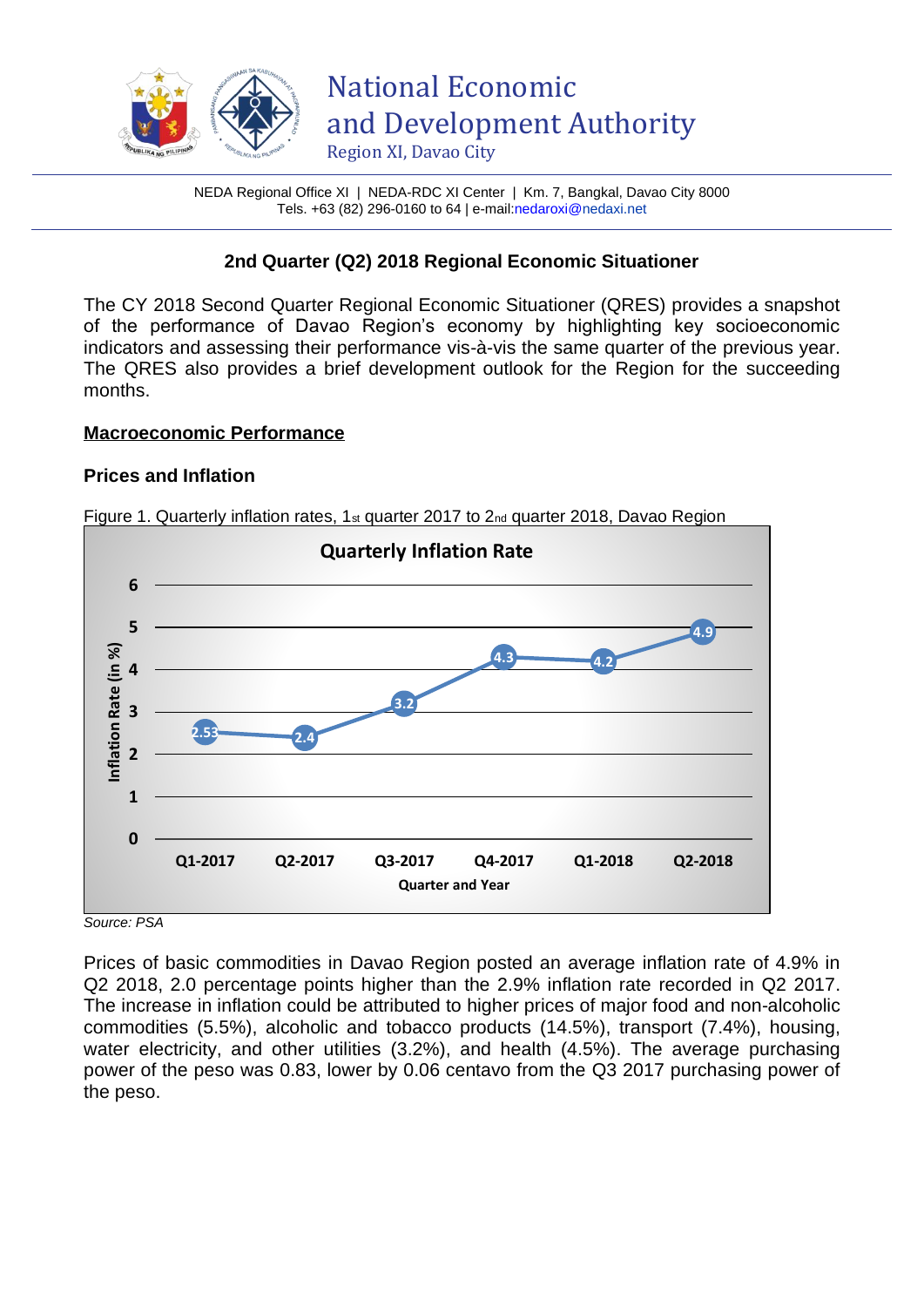National Economic and Development Authority
Region XI, Davao City

NEDA Regional Office XI | NEDA-RDC XI Center | Km. 7, Bangkal, Davao City 8000
Tels. +63 (82) 296-0160 to 64 | e-mail:nedaroxi@nedaxi.net

# 2nd Quarter (Q2) 2018 Regional Economic Situationer

The CY 2018 Second Quarter Regional Economic Situationer (QRES) provides a snapshot of the performance of Davao Region's economy by highlighting key socioeconomic indicators and assessing their performance vis-à-vis the same quarter of the previous year. The QRES also provides a brief development outlook for the Region for the succeeding months.

## Macroeconomic Performance

### Prices and Inflation

Figure 1. Quarterly inflation rates, 1st quarter 2017 to 2nd quarter 2018, Davao Region

| Quarter and Year | Inflation Rate (in %) |
|---|---|
| Q1-2017 | 2.53 |
| Q2-2017 | 2.4 |
| Q3-2017 | 3.2 |
| Q4-2017 | 4.3 |
| Q1-2018 | 4.2 |
| Q2-2018 | 4.9 |

*Source: PSA*

Prices of basic commodities in Davao Region posted an average inflation rate of 4.9% in Q2 2018, 2.0 percentage points higher than the 2.9% inflation rate recorded in Q2 2017. The increase in inflation could be attributed to higher prices of major food and non-alcoholic commodities (5.5%), alcoholic and tobacco products (14.5%), transport (7.4%), housing, water electricity, and other utilities (3.2%), and health (4.5%). The average purchasing power of the peso was 0.83, lower by 0.06 centavo from the Q3 2017 purchasing power of the peso.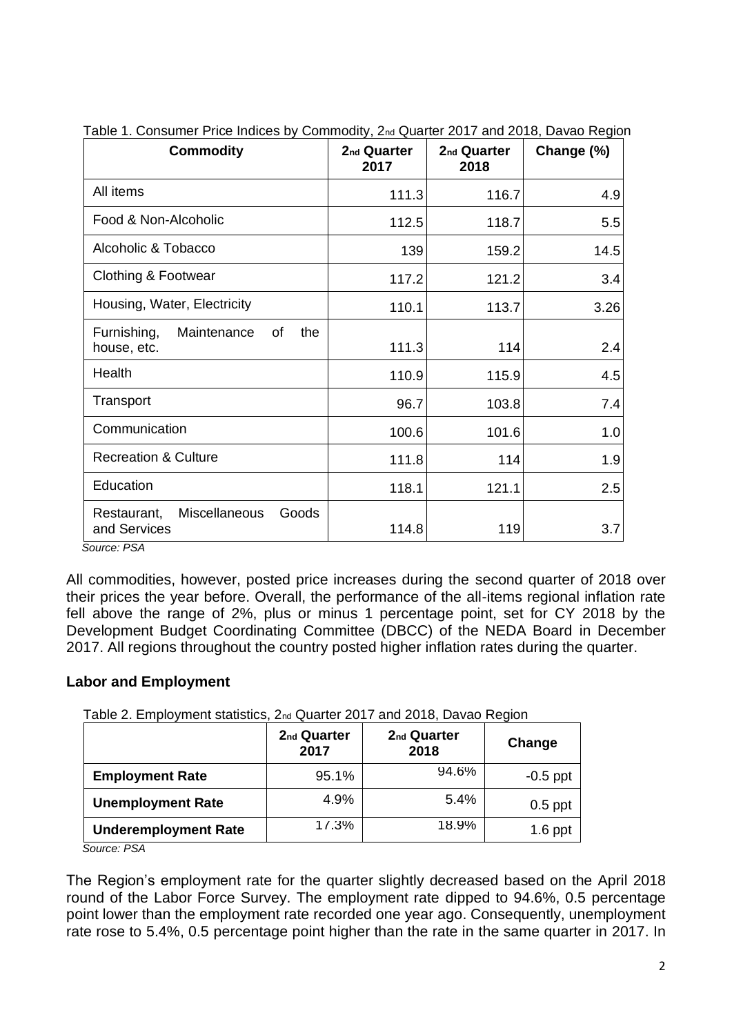Table 1. Consumer Price Indices by Commodity, 2nd Quarter 2017 and 2018, Davao Region

| Commodity | 2nd Quarter 2017 | 2nd Quarter 2018 | Change (%) |
|---|---|---|---|
| All items | 111.3 | 116.7 | 4.9 |
| Food & Non-Alcoholic | 112.5 | 118.7 | 5.5 |
| Alcoholic & Tobacco | 139 | 159.2 | 14.5 |
| Clothing & Footwear | 117.2 | 121.2 | 3.4 |
| Housing, Water, Electricity | 110.1 | 113.7 | 3.26 |
| Furnishing, Maintenance of the house, etc. | 111.3 | 114 | 2.4 |
| Health | 110.9 | 115.9 | 4.5 |
| Transport | 96.7 | 103.8 | 7.4 |
| Communication | 100.6 | 101.6 | 1.0 |
| Recreation & Culture | 111.8 | 114 | 1.9 |
| Education | 118.1 | 121.1 | 2.5 |
| Restaurant, Miscellaneous Goods and Services | 114.8 | 119 | 3.7 |

*Source: PSA*

All commodities, however, posted price increases during the second quarter of 2018 over their prices the year before. Overall, the performance of the all-items regional inflation rate fell above the range of 2%, plus or minus 1 percentage point, set for CY 2018 by the Development Budget Coordinating Committee (DBCC) of the NEDA Board in December 2017. All regions throughout the country posted higher inflation rates during the quarter.

## Labor and Employment

Table 2. Employment statistics, 2nd Quarter 2017 and 2018, Davao Region

| | 2nd Quarter 2017 | 2nd Quarter 2018 | Change |
|---|---|---|---|
| **Employment Rate** | 95.1% | 94.6% | -0.5 ppt |
| **Unemployment Rate** | 4.9% | 5.4% | 0.5 ppt |
| **Underemployment Rate** | 17.3% | 18.9% | 1.6 ppt |

*Source: PSA*

The Region's employment rate for the quarter slightly decreased based on the April 2018 round of the Labor Force Survey. The employment rate dipped to 94.6%, 0.5 percentage point lower than the employment rate recorded one year ago. Consequently, unemployment rate rose to 5.4%, 0.5 percentage point higher than the rate in the same quarter in 2017. In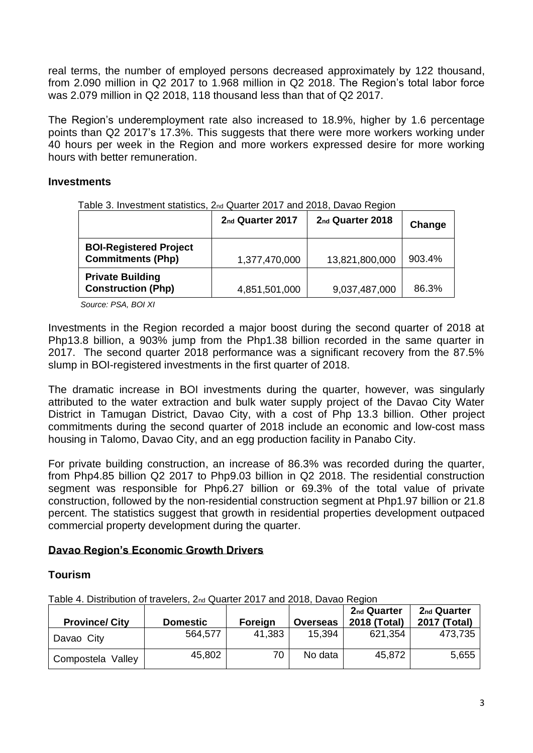real terms, the number of employed persons decreased approximately by 122 thousand, from 2.090 million in Q2 2017 to 1.968 million in Q2 2018. The Region's total labor force was 2.079 million in Q2 2018, 118 thousand less than that of Q2 2017.

The Region's underemployment rate also increased to 18.9%, higher by 1.6 percentage points than Q2 2017's 17.3%. This suggests that there were more workers working under 40 hours per week in the Region and more workers expressed desire for more working hours with better remuneration.

### Investments

Table 3. Investment statistics, 2nd Quarter 2017 and 2018, Davao Region

| | 2nd Quarter 2017 | 2nd Quarter 2018 | Change |
|---|---|---|---|
| **BOI-Registered Project Commitments (Php)** | 1,377,470,000 | 13,821,800,000 | 903.4% |
| **Private Building Construction (Php)** | 4,851,501,000 | 9,037,487,000 | 86.3% |

*Source: PSA, BOI XI*

Investments in the Region recorded a major boost during the second quarter of 2018 at Php13.8 billion, a 903% jump from the Php1.38 billion recorded in the same quarter in 2017. The second quarter 2018 performance was a significant recovery from the 87.5% slump in BOI-registered investments in the first quarter of 2018.

The dramatic increase in BOI investments during the quarter, however, was singularly attributed to the water extraction and bulk water supply project of the Davao City Water District in Tamugan District, Davao City, with a cost of Php 13.3 billion. Other project commitments during the second quarter of 2018 include an economic and low-cost mass housing in Talomo, Davao City, and an egg production facility in Panabo City.

For private building construction, an increase of 86.3% was recorded during the quarter, from Php4.85 billion Q2 2017 to Php9.03 billion in Q2 2018. The residential construction segment was responsible for Php6.27 billion or 69.3% of the total value of private construction, followed by the non-residential construction segment at Php1.97 billion or 21.8 percent. The statistics suggest that growth in residential properties development outpaced commercial property development during the quarter.

## Davao Region's Economic Growth Drivers

### Tourism

Table 4. Distribution of travelers, 2nd Quarter 2017 and 2018, Davao Region

| Province/ City | Domestic | Foreign | Overseas | 2nd Quarter 2018 (Total) | 2nd Quarter 2017 (Total) |
|---|---|---|---|---|---|
| Davao City | 564,577 | 41,383 | 15,394 | 621,354 | 473,735 |
| Compostela Valley | 45,802 | 70 | No data | 45,872 | 5,655 |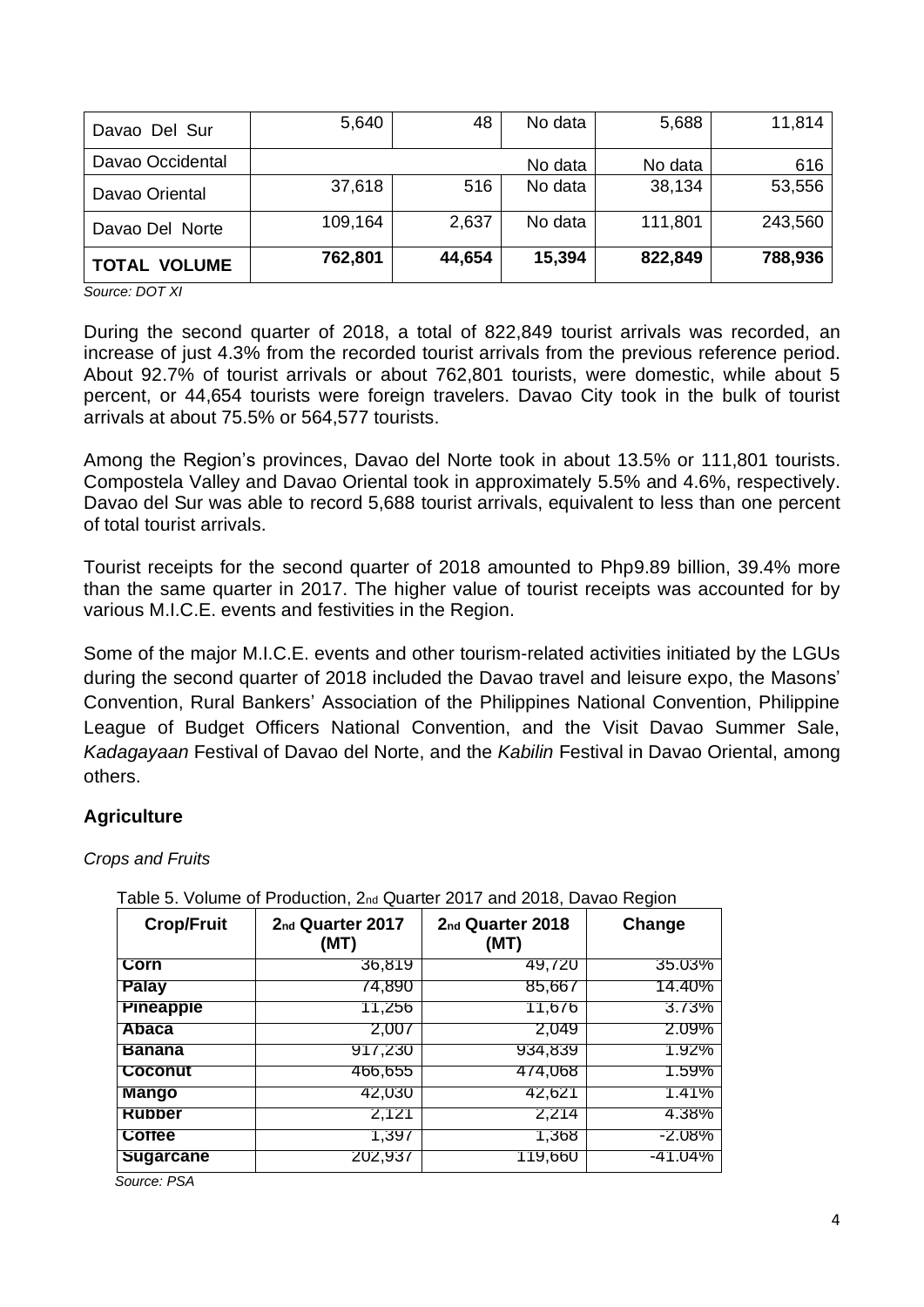| Davao Del Sur | 5,640 | 48 | No data | 5,688 | 11,814 |
|---|---|---|---|---|---|
| Davao Occidental | | | No data | No data | 616 |
| Davao Oriental | 37,618 | 516 | No data | 38,134 | 53,556 |
| Davao Del Norte | 109,164 | 2,637 | No data | 111,801 | 243,560 |
| **TOTAL VOLUME** | **762,801** | **44,654** | **15,394** | **822,849** | **788,936** |

*Source: DOT XI*

During the second quarter of 2018, a total of 822,849 tourist arrivals was recorded, an increase of just 4.3% from the recorded tourist arrivals from the previous reference period. About 92.7% of tourist arrivals or about 762,801 tourists, were domestic, while about 5 percent, or 44,654 tourists were foreign travelers. Davao City took in the bulk of tourist arrivals at about 75.5% or 564,577 tourists.

Among the Region's provinces, Davao del Norte took in about 13.5% or 111,801 tourists. Compostela Valley and Davao Oriental took in approximately 5.5% and 4.6%, respectively. Davao del Sur was able to record 5,688 tourist arrivals, equivalent to less than one percent of total tourist arrivals.

Tourist receipts for the second quarter of 2018 amounted to Php9.89 billion, 39.4% more than the same quarter in 2017. The higher value of tourist receipts was accounted for by various M.I.C.E. events and festivities in the Region.

Some of the major M.I.C.E. events and other tourism-related activities initiated by the LGUs during the second quarter of 2018 included the Davao travel and leisure expo, the Masons' Convention, Rural Bankers' Association of the Philippines National Convention, Philippine League of Budget Officers National Convention, and the Visit Davao Summer Sale, *Kadagayaan* Festival of Davao del Norte, and the *Kabilin* Festival in Davao Oriental, among others.

## Agriculture

*Crops and Fruits*

Table 5. Volume of Production, 2nd Quarter 2017 and 2018, Davao Region

| Crop/Fruit | 2nd Quarter 2017 (MT) | 2nd Quarter 2018 (MT) | Change |
|---|---|---|---|
| **Corn** | 36,819 | 49,720 | 35.03% |
| **Palay** | 74,890 | 85,667 | 14.40% |
| **Pineapple** | 11,256 | 11,676 | 3.73% |
| **Abaca** | 2,007 | 2,049 | 2.09% |
| **Banana** | 917,230 | 934,839 | 1.92% |
| **Coconut** | 466,655 | 474,068 | 1.59% |
| **Mango** | 42,030 | 42,621 | 1.41% |
| **Rubber** | 2,121 | 2,214 | 4.38% |
| **Coffee** | 1,397 | 1,368 | -2.08% |
| **Sugarcane** | 202,937 | 119,660 | -41.04% |

*Source: PSA*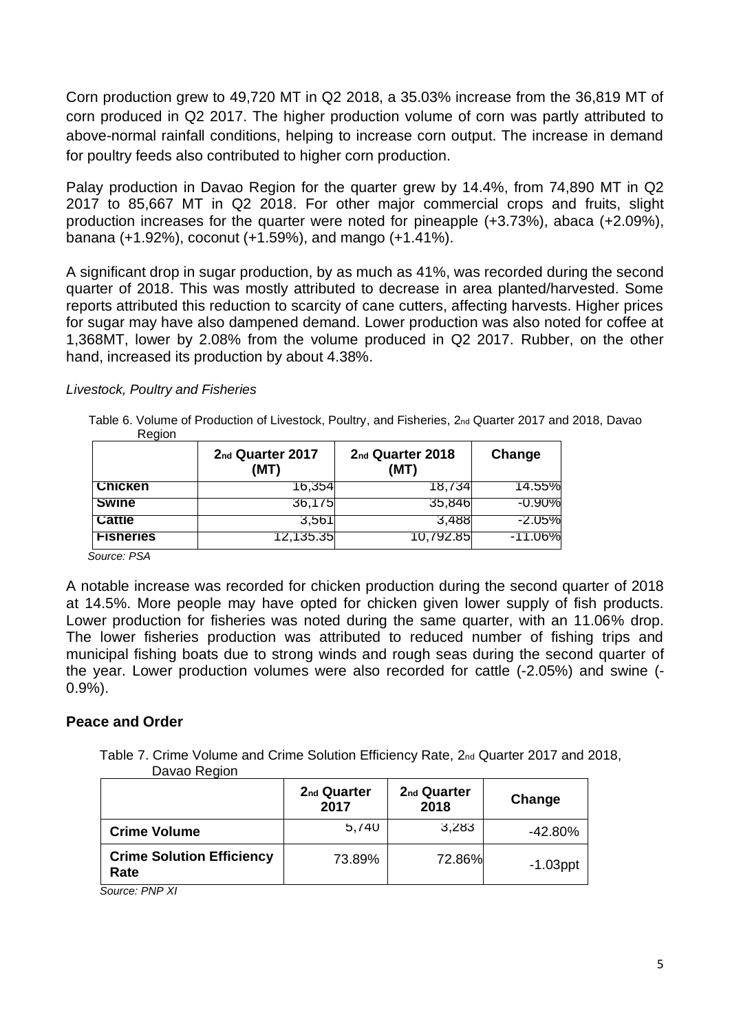Corn production grew to 49,720 MT in Q2 2018, a 35.03% increase from the 36,819 MT of corn produced in Q2 2017. The higher production volume of corn was partly attributed to above-normal rainfall conditions, helping to increase corn output. The increase in demand for poultry feeds also contributed to higher corn production.

Palay production in Davao Region for the quarter grew by 14.4%, from 74,890 MT in Q2 2017 to 85,667 MT in Q2 2018. For other major commercial crops and fruits, slight production increases for the quarter were noted for pineapple (+3.73%), abaca (+2.09%), banana (+1.92%), coconut (+1.59%), and mango (+1.41%).

A significant drop in sugar production, by as much as 41%, was recorded during the second quarter of 2018. This was mostly attributed to decrease in area planted/harvested. Some reports attributed this reduction to scarcity of cane cutters, affecting harvests. Higher prices for sugar may have also dampened demand. Lower production was also noted for coffee at 1,368MT, lower by 2.08% from the volume produced in Q2 2017. Rubber, on the other hand, increased its production by about 4.38%.

*Livestock, Poultry and Fisheries*

Table 6. Volume of Production of Livestock, Poultry, and Fisheries, 2nd Quarter 2017 and 2018, Davao Region

| | 2nd Quarter 2017 (MT) | 2nd Quarter 2018 (MT) | Change |
|---|---|---|---|
| **Chicken** | 16,354 | 18,734 | 14.55% |
| **Swine** | 36,175 | 35,846 | -0.90% |
| **Cattle** | 3,561 | 3,488 | -2.05% |
| **Fisheries** | 12,135.35 | 10,792.85 | -11.06% |

*Source: PSA*

A notable increase was recorded for chicken production during the second quarter of 2018 at 14.5%. More people may have opted for chicken given lower supply of fish products. Lower production for fisheries was noted during the same quarter, with an 11.06% drop. The lower fisheries production was attributed to reduced number of fishing trips and municipal fishing boats due to strong winds and rough seas during the second quarter of the year. Lower production volumes were also recorded for cattle (-2.05%) and swine (-0.9%).

## Peace and Order

Table 7. Crime Volume and Crime Solution Efficiency Rate, 2nd Quarter 2017 and 2018, Davao Region

| | 2nd Quarter 2017 | 2nd Quarter 2018 | Change |
|---|---|---|---|
| **Crime Volume** | 5,740 | 3,283 | -42.80% |
| **Crime Solution Efficiency Rate** | 73.89% | 72.86% | -1.03ppt |

*Source: PNP XI*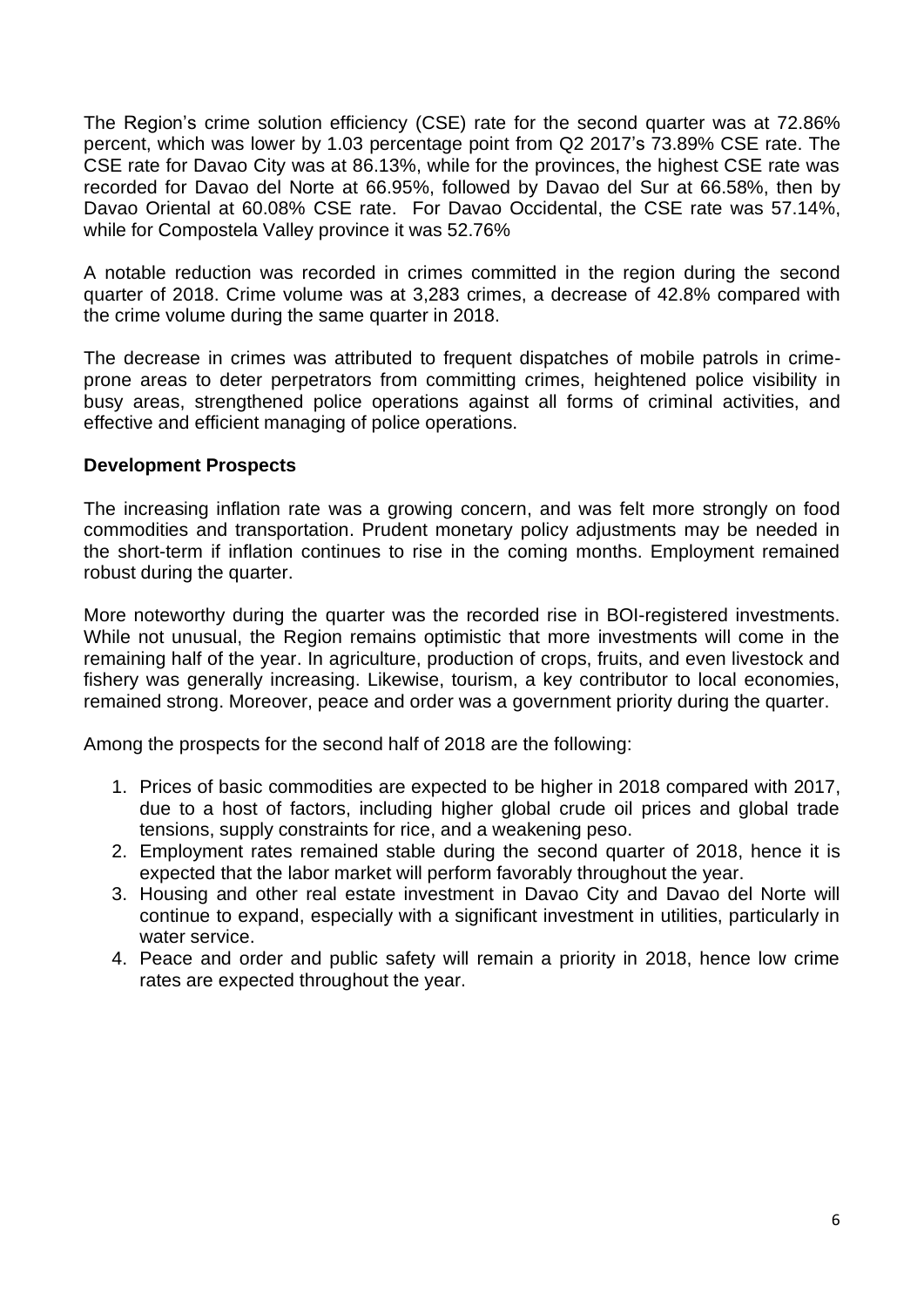The Region's crime solution efficiency (CSE) rate for the second quarter was at 72.86% percent, which was lower by 1.03 percentage point from Q2 2017's 73.89% CSE rate. The CSE rate for Davao City was at 86.13%, while for the provinces, the highest CSE rate was recorded for Davao del Norte at 66.95%, followed by Davao del Sur at 66.58%, then by Davao Oriental at 60.08% CSE rate. For Davao Occidental, the CSE rate was 57.14%, while for Compostela Valley province it was 52.76%

A notable reduction was recorded in crimes committed in the region during the second quarter of 2018. Crime volume was at 3,283 crimes, a decrease of 42.8% compared with the crime volume during the same quarter in 2018.

The decrease in crimes was attributed to frequent dispatches of mobile patrols in crime-prone areas to deter perpetrators from committing crimes, heightened police visibility in busy areas, strengthened police operations against all forms of criminal activities, and effective and efficient managing of police operations.

**Development Prospects**

The increasing inflation rate was a growing concern, and was felt more strongly on food commodities and transportation. Prudent monetary policy adjustments may be needed in the short-term if inflation continues to rise in the coming months. Employment remained robust during the quarter.

More noteworthy during the quarter was the recorded rise in BOI-registered investments. While not unusual, the Region remains optimistic that more investments will come in the remaining half of the year. In agriculture, production of crops, fruits, and even livestock and fishery was generally increasing. Likewise, tourism, a key contributor to local economies, remained strong. Moreover, peace and order was a government priority during the quarter.

Among the prospects for the second half of 2018 are the following:

1. Prices of basic commodities are expected to be higher in 2018 compared with 2017, due to a host of factors, including higher global crude oil prices and global trade tensions, supply constraints for rice, and a weakening peso.
2. Employment rates remained stable during the second quarter of 2018, hence it is expected that the labor market will perform favorably throughout the year.
3. Housing and other real estate investment in Davao City and Davao del Norte will continue to expand, especially with a significant investment in utilities, particularly in water service.
4. Peace and order and public safety will remain a priority in 2018, hence low crime rates are expected throughout the year.